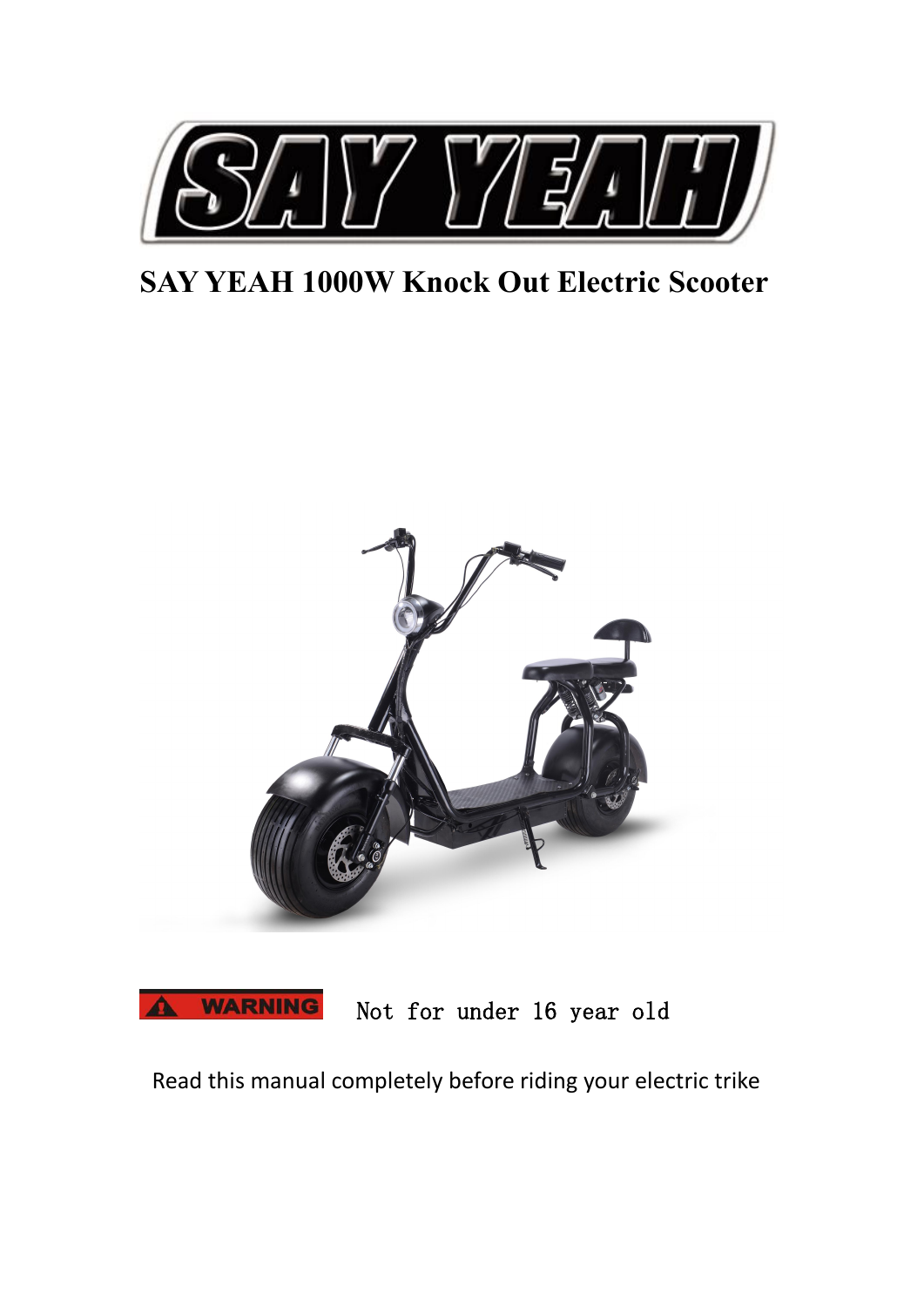SAY YEAH

# SAY YEAH 1000W Knock Out Electric Scooter

**WARNING** Not for under 16 year old

Read this manual completely before riding your electric trike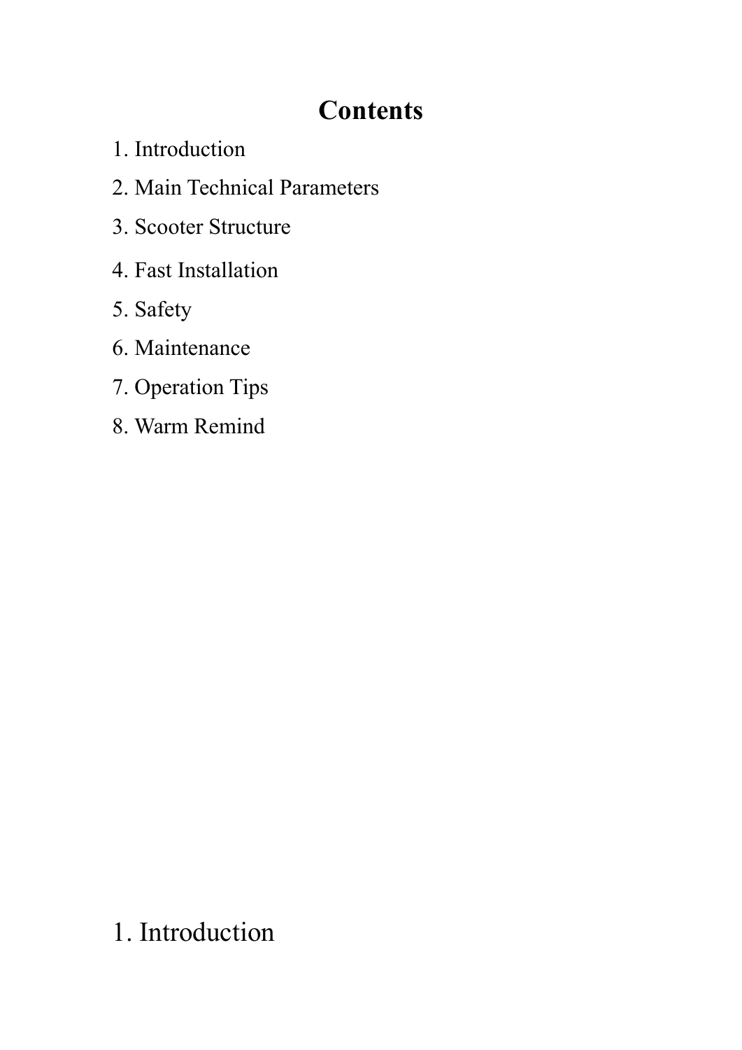# Contents

1. Introduction
2. Main Technical Parameters
3. Scooter Structure
4. Fast Installation
5. Safety
6. Maintenance
7. Operation Tips
8. Warm Remind

## 1. Introduction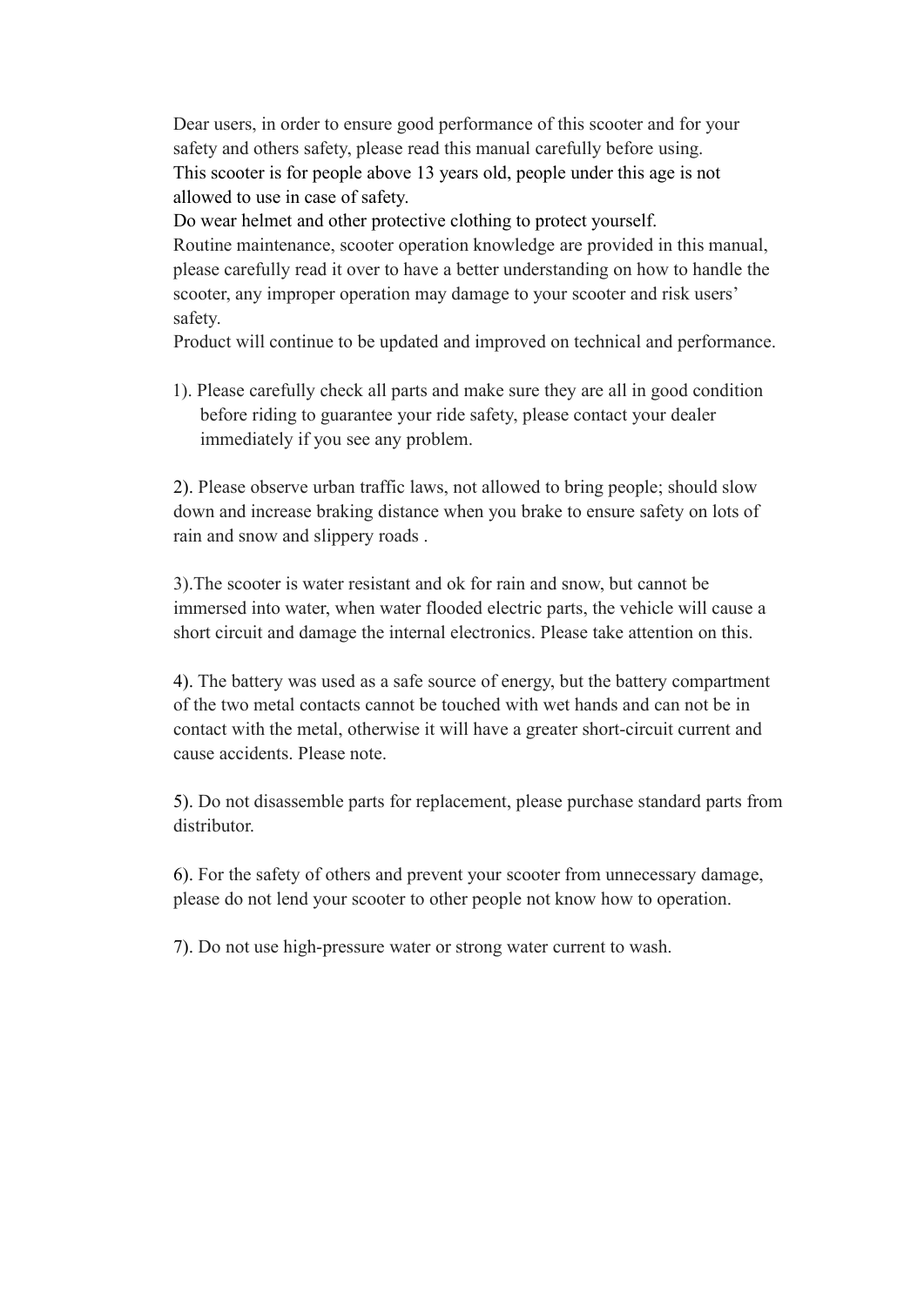Dear users, in order to ensure good performance of this scooter and for your safety and others safety, please read this manual carefully before using.

This scooter is for people above 13 years old, people under this age is not allowed to use in case of safety.

Do wear helmet and other protective clothing to protect yourself.

Routine maintenance, scooter operation knowledge are provided in this manual, please carefully read it over to have a better understanding on how to handle the scooter, any improper operation may damage to your scooter and risk users' safety.

Product will continue to be updated and improved on technical and performance.

1). Please carefully check all parts and make sure they are all in good condition before riding to guarantee your ride safety, please contact your dealer immediately if you see any problem.

2). Please observe urban traffic laws, not allowed to bring people; should slow down and increase braking distance when you brake to ensure safety on lots of rain and snow and slippery roads .

3).The scooter is water resistant and ok for rain and snow, but cannot be immersed into water, when water flooded electric parts, the vehicle will cause a short circuit and damage the internal electronics. Please take attention on this.

4). The battery was used as a safe source of energy, but the battery compartment of the two metal contacts cannot be touched with wet hands and can not be in contact with the metal, otherwise it will have a greater short-circuit current and cause accidents. Please note.

5). Do not disassemble parts for replacement, please purchase standard parts from distributor.

6). For the safety of others and prevent your scooter from unnecessary damage, please do not lend your scooter to other people not know how to operation.

7). Do not use high-pressure water or strong water current to wash.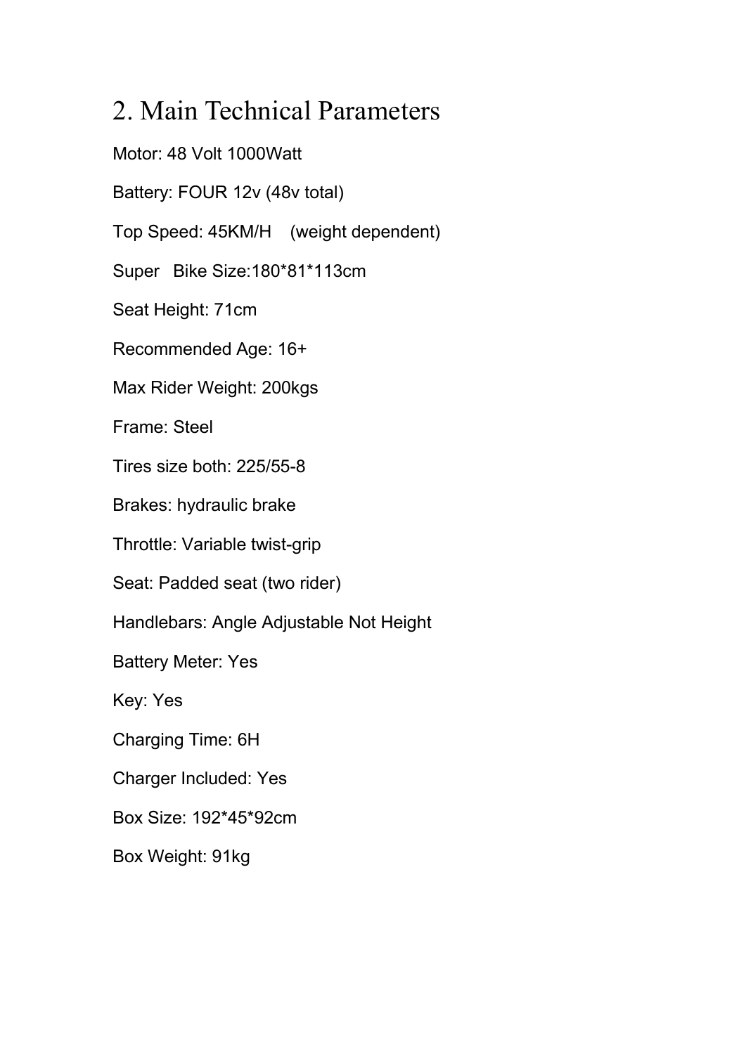## 2. Main Technical Parameters

Motor: 48 Volt 1000Watt

Battery: FOUR 12v (48v total)

Top Speed: 45KM/H (weight dependent)

Super Bike Size:180*81*113cm

Seat Height: 71cm

Recommended Age: 16+

Max Rider Weight: 200kgs

Frame: Steel

Tires size both: 225/55-8

Brakes: hydraulic brake

Throttle: Variable twist-grip

Seat: Padded seat (two rider)

Handlebars: Angle Adjustable Not Height

Battery Meter: Yes

Key: Yes

Charging Time: 6H

Charger Included: Yes

Box Size: 192*45*92cm

Box Weight: 91kg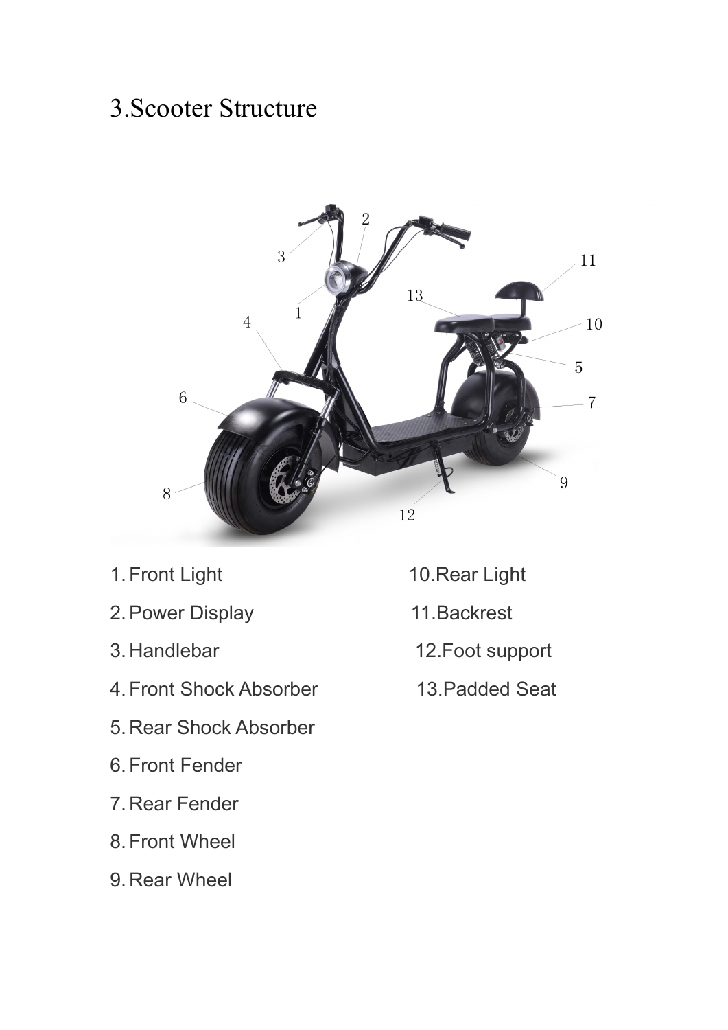# 3.Scooter Structure

1. Front Light
2. Power Display
3. Handlebar
4. Front Shock Absorber
5. Rear Shock Absorber
6. Front Fender
7. Rear Fender
8. Front Wheel
9. Rear Wheel
10. Rear Light
11. Backrest
12. Foot support
13. Padded Seat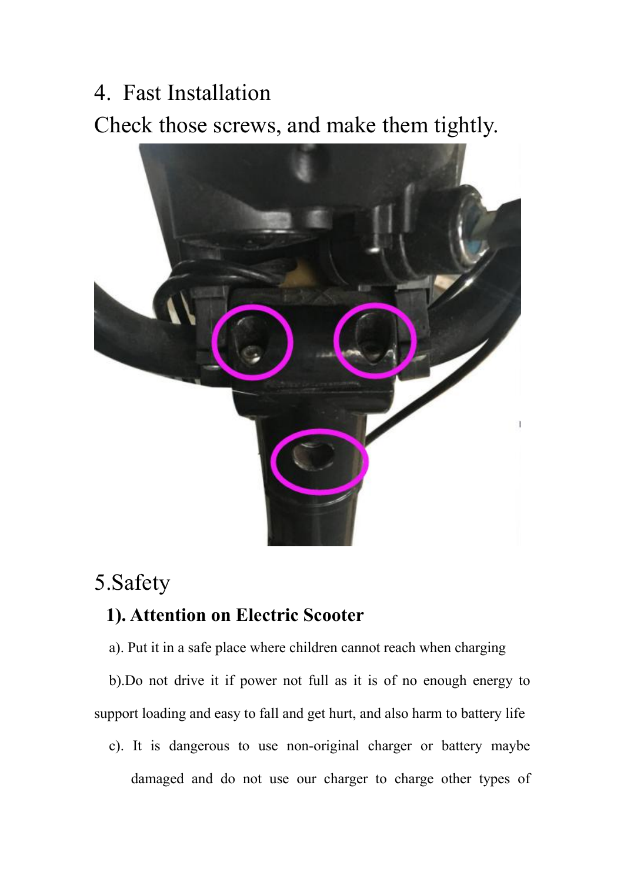## 4. Fast Installation

Check those screws, and make them tightly.

## 5.Safety

### 1). Attention on Electric Scooter

a). Put it in a safe place where children cannot reach when charging

b).Do not drive it if power not full as it is of no enough energy to support loading and easy to fall and get hurt, and also harm to battery life

c). It is dangerous to use non-original charger or battery maybe damaged and do not use our charger to charge other types of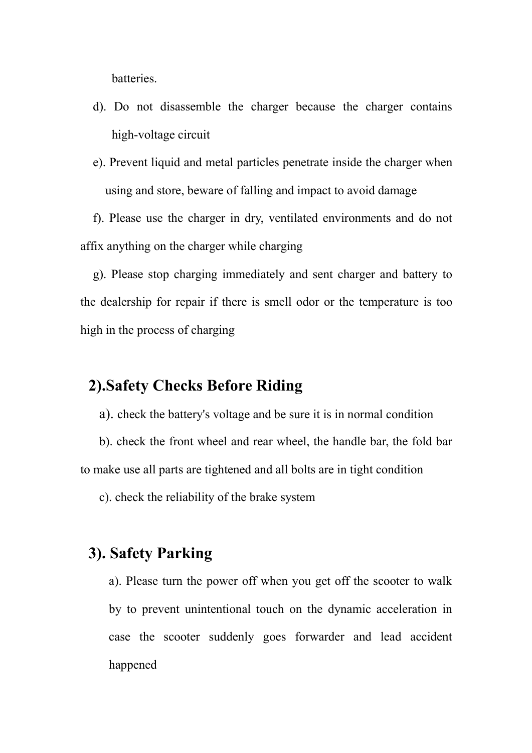batteries.

d). Do not disassemble the charger because the charger contains high-voltage circuit

e). Prevent liquid and metal particles penetrate inside the charger when using and store, beware of falling and impact to avoid damage

f). Please use the charger in dry, ventilated environments and do not affix anything on the charger while charging

g). Please stop charging immediately and sent charger and battery to the dealership for repair if there is smell odor or the temperature is too high in the process of charging

## 2).Safety Checks Before Riding

a). check the battery's voltage and be sure it is in normal condition

b). check the front wheel and rear wheel, the handle bar, the fold bar to make use all parts are tightened and all bolts are in tight condition

c). check the reliability of the brake system

## 3). Safety Parking

a). Please turn the power off when you get off the scooter to walk by to prevent unintentional touch on the dynamic acceleration in case the scooter suddenly goes forwarder and lead accident happened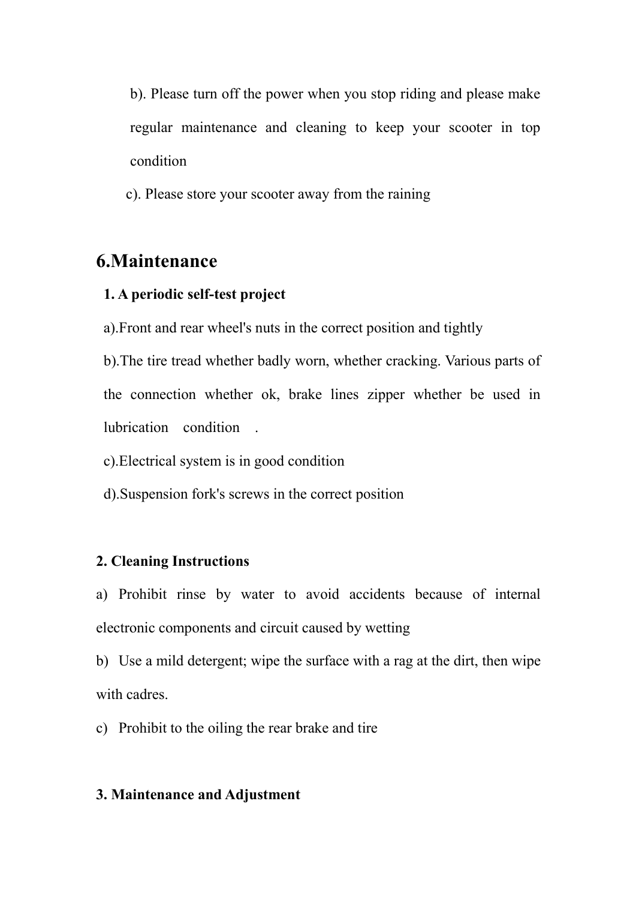b). Please turn off the power when you stop riding and please make regular maintenance and cleaning to keep your scooter in top condition

c). Please store your scooter away from the raining

# 6.Maintenance

**1. A periodic self-test project**

a).Front and rear wheel's nuts in the correct position and tightly

b).The tire tread whether badly worn, whether cracking. Various parts of the connection whether ok, brake lines zipper whether be used in lubrication condition .

c).Electrical system is in good condition

d).Suspension fork's screws in the correct position

**2. Cleaning Instructions**

a) Prohibit rinse by water to avoid accidents because of internal electronic components and circuit caused by wetting

b) Use a mild detergent; wipe the surface with a rag at the dirt, then wipe with cadres.

c) Prohibit to the oiling the rear brake and tire

**3. Maintenance and Adjustment**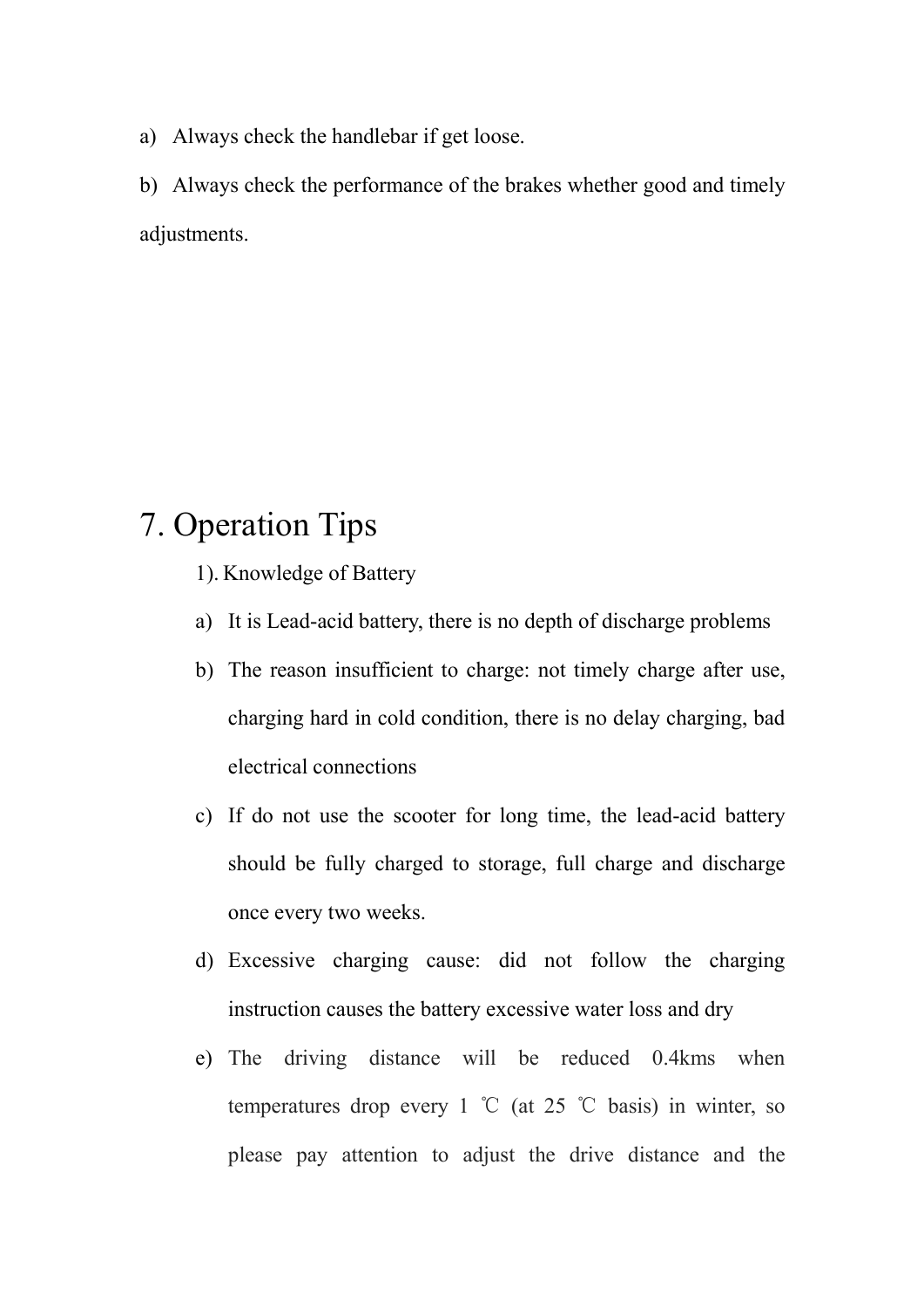a) Always check the handlebar if get loose.

b) Always check the performance of the brakes whether good and timely adjustments.

# 7. Operation Tips

1). Knowledge of Battery

a) It is Lead-acid battery, there is no depth of discharge problems

b) The reason insufficient to charge: not timely charge after use, charging hard in cold condition, there is no delay charging, bad electrical connections

c) If do not use the scooter for long time, the lead-acid battery should be fully charged to storage, full charge and discharge once every two weeks.

d) Excessive charging cause: did not follow the charging instruction causes the battery excessive water loss and dry

e) The driving distance will be reduced 0.4kms when temperatures drop every 1 ℃ (at 25 ℃ basis) in winter, so please pay attention to adjust the drive distance and the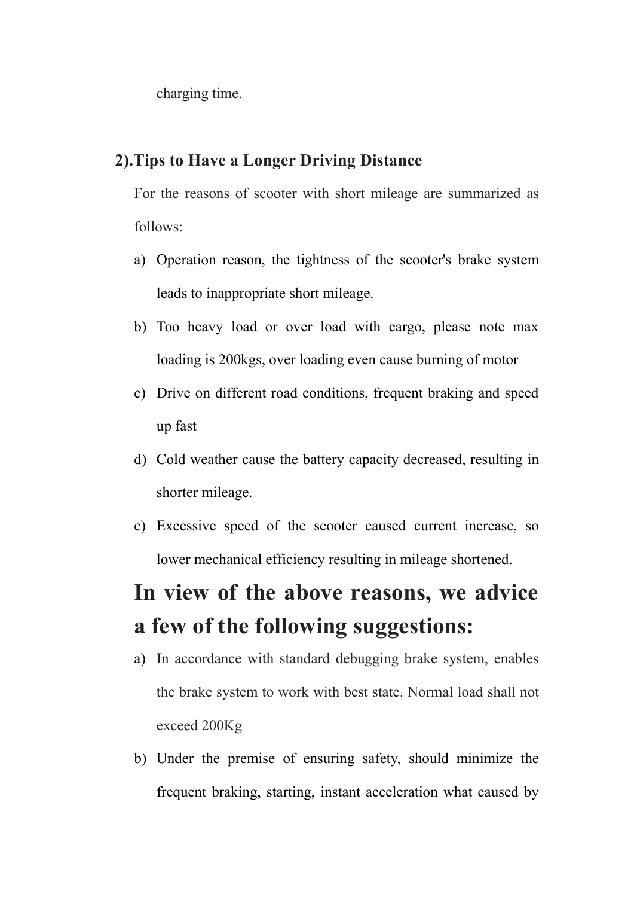charging time.

### 2).Tips to Have a Longer Driving Distance

For the reasons of scooter with short mileage are summarized as follows:

a) Operation reason, the tightness of the scooter's brake system leads to inappropriate short mileage.
b) Too heavy load or over load with cargo, please note max loading is 200kgs, over loading even cause burning of motor
c) Drive on different road conditions, frequent braking and speed up fast
d) Cold weather cause the battery capacity decreased, resulting in shorter mileage.
e) Excessive speed of the scooter caused current increase, so lower mechanical efficiency resulting in mileage shortened.

# In view of the above reasons, we advice a few of the following suggestions:

a) In accordance with standard debugging brake system, enables the brake system to work with best state. Normal load shall not exceed 200Kg
b) Under the premise of ensuring safety, should minimize the frequent braking, starting, instant acceleration what caused by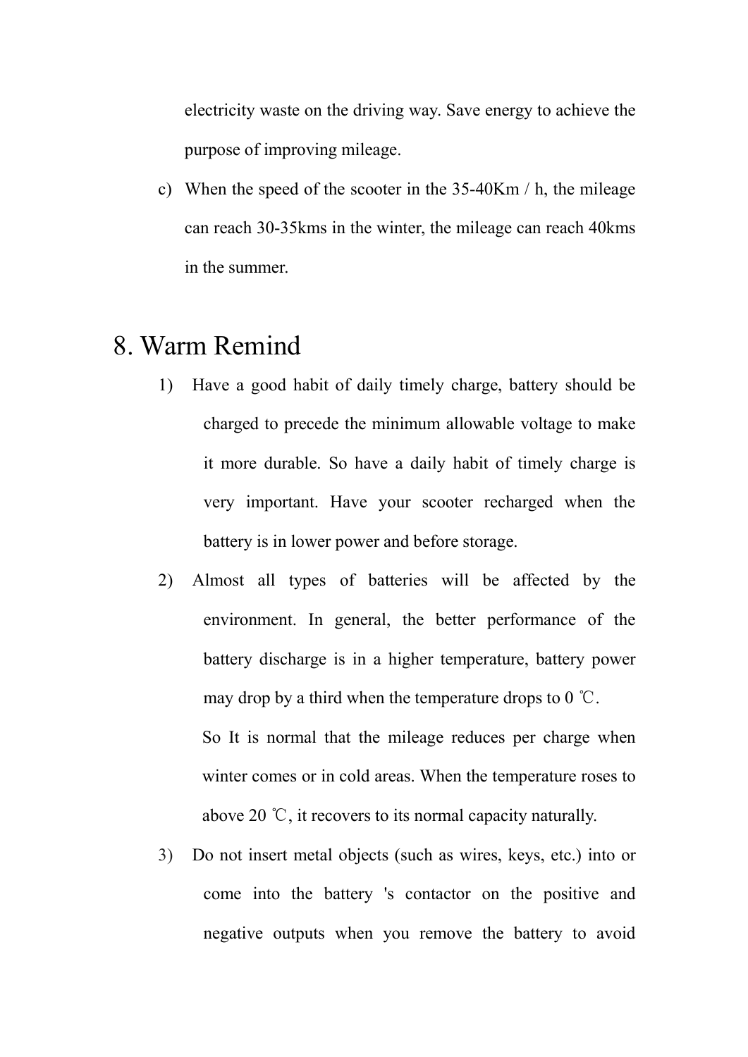electricity waste on the driving way. Save energy to achieve the purpose of improving mileage.

c) When the speed of the scooter in the 35-40Km / h, the mileage can reach 30-35kms in the winter, the mileage can reach 40kms in the summer.

# 8. Warm Remind

1) Have a good habit of daily timely charge, battery should be charged to precede the minimum allowable voltage to make it more durable. So have a daily habit of timely charge is very important. Have your scooter recharged when the battery is in lower power and before storage.

2) Almost all types of batteries will be affected by the environment. In general, the better performance of the battery discharge is in a higher temperature, battery power may drop by a third when the temperature drops to 0 ℃.

   So It is normal that the mileage reduces per charge when winter comes or in cold areas. When the temperature roses to above 20 ℃, it recovers to its normal capacity naturally.

3) Do not insert metal objects (such as wires, keys, etc.) into or come into the battery 's contactor on the positive and negative outputs when you remove the battery to avoid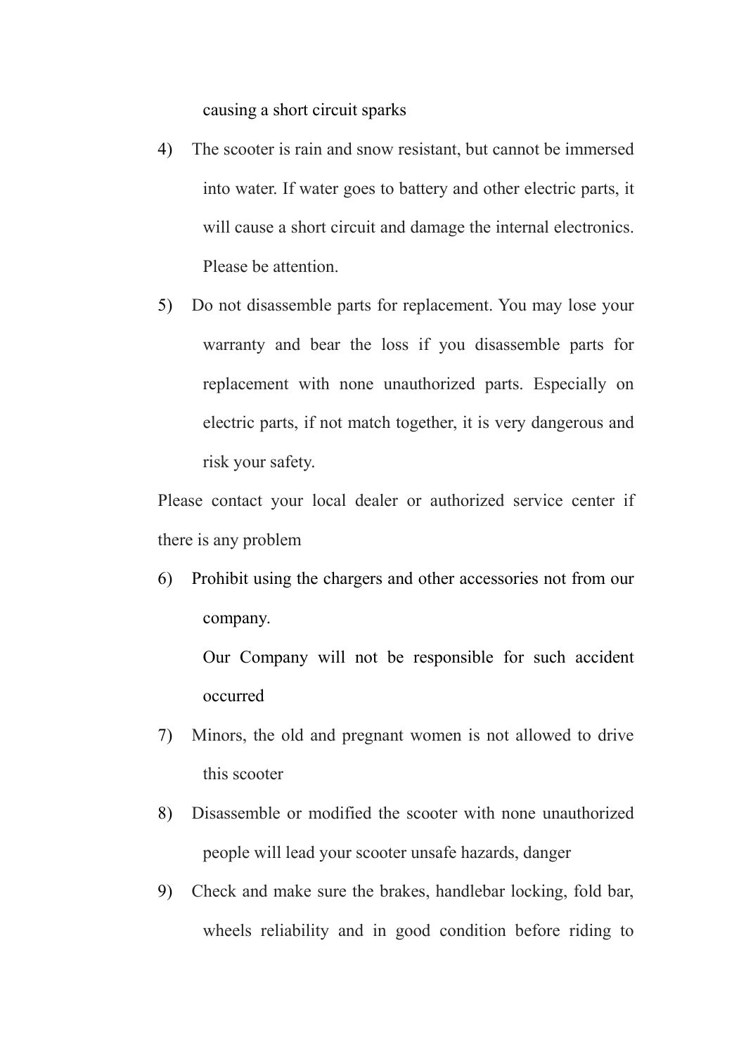causing a short circuit sparks

4) The scooter is rain and snow resistant, but cannot be immersed into water. If water goes to battery and other electric parts, it will cause a short circuit and damage the internal electronics. Please be attention.

5) Do not disassemble parts for replacement. You may lose your warranty and bear the loss if you disassemble parts for replacement with none unauthorized parts. Especially on electric parts, if not match together, it is very dangerous and risk your safety.

Please contact your local dealer or authorized service center if there is any problem

6) Prohibit using the chargers and other accessories not from our company.

   Our Company will not be responsible for such accident occurred

7) Minors, the old and pregnant women is not allowed to drive this scooter

8) Disassemble or modified the scooter with none unauthorized people will lead your scooter unsafe hazards, danger

9) Check and make sure the brakes, handlebar locking, fold bar, wheels reliability and in good condition before riding to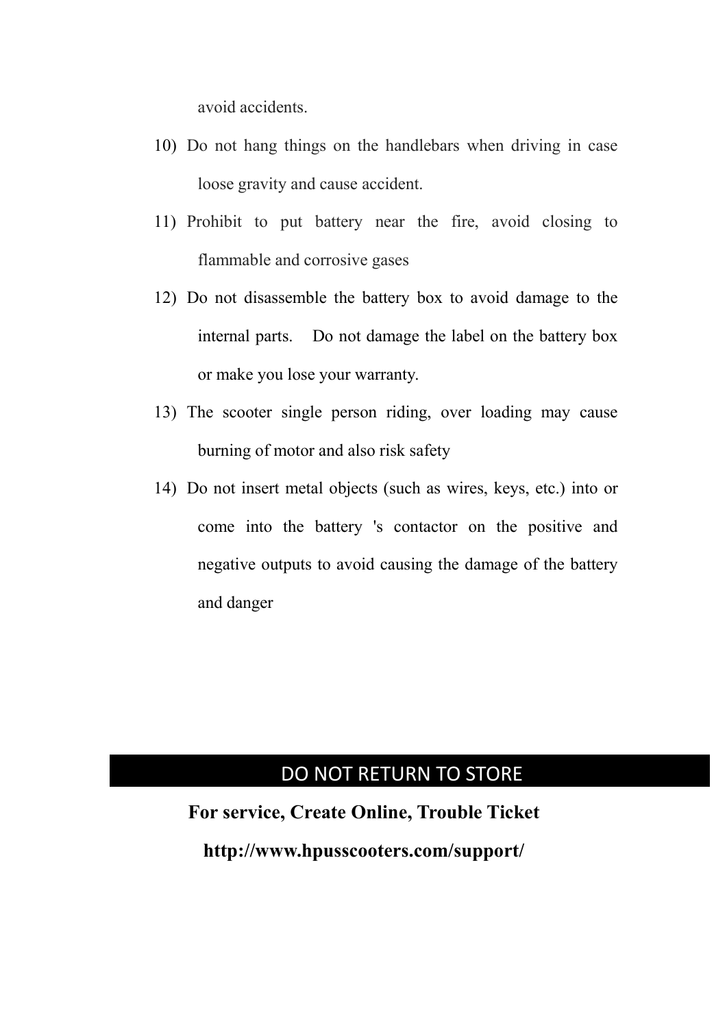avoid accidents.

10) Do not hang things on the handlebars when driving in case loose gravity and cause accident.

11) Prohibit to put battery near the fire, avoid closing to flammable and corrosive gases

12) Do not disassemble the battery box to avoid damage to the internal parts. Do not damage the label on the battery box or make you lose your warranty.

13) The scooter single person riding, over loading may cause burning of motor and also risk safety

14) Do not insert metal objects (such as wires, keys, etc.) into or come into the battery 's contactor on the positive and negative outputs to avoid causing the damage of the battery and danger

## DO NOT RETURN TO STORE

**For service, Create Online, Trouble Ticket**

**http://www.hpusscooters.com/support/**